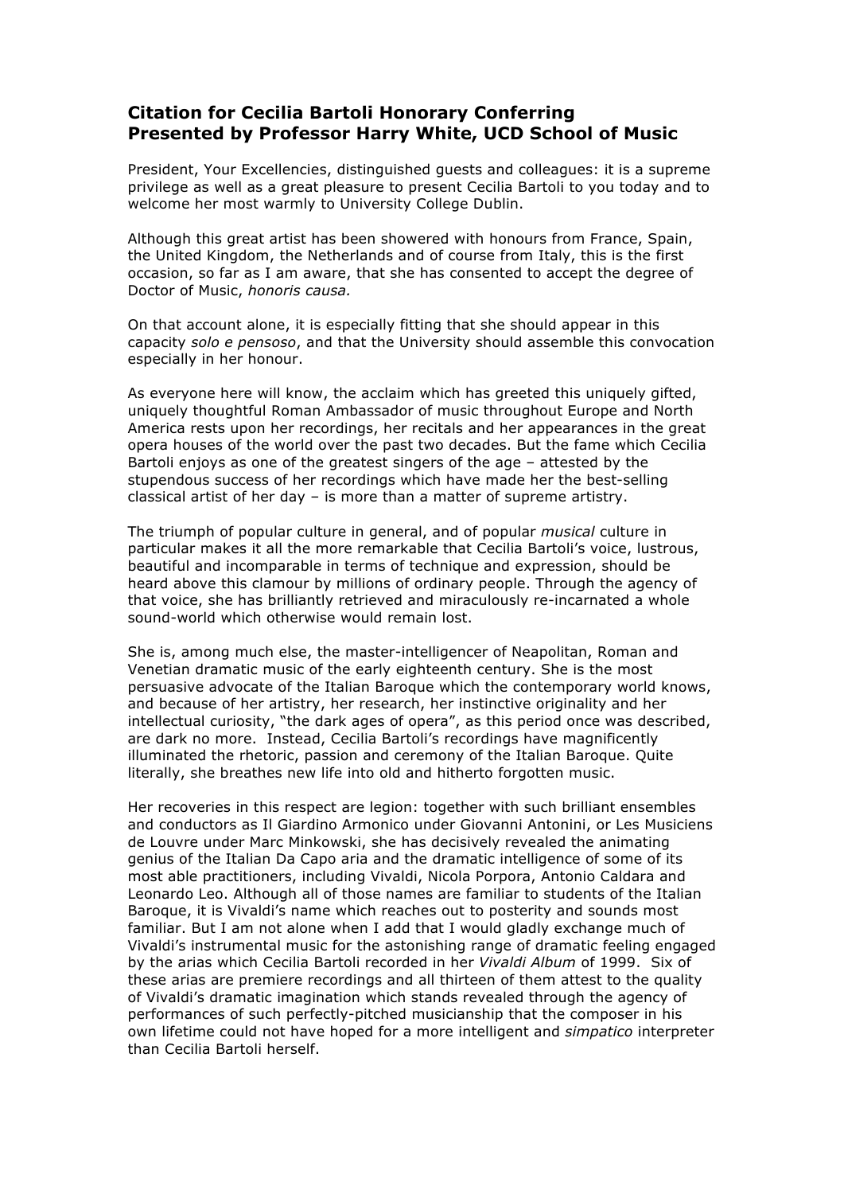# Citation for Cecilia Bartoli Honorary Conferring
# Presented by Professor Harry White, UCD School of Music

President, Your Excellencies, distinguished guests and colleagues: it is a supreme privilege as well as a great pleasure to present Cecilia Bartoli to you today and to welcome her most warmly to University College Dublin.

Although this great artist has been showered with honours from France, Spain, the United Kingdom, the Netherlands and of course from Italy, this is the first occasion, so far as I am aware, that she has consented to accept the degree of Doctor of Music, *honoris causa.*

On that account alone, it is especially fitting that she should appear in this capacity *solo e pensoso*, and that the University should assemble this convocation especially in her honour.

As everyone here will know, the acclaim which has greeted this uniquely gifted, uniquely thoughtful Roman Ambassador of music throughout Europe and North America rests upon her recordings, her recitals and her appearances in the great opera houses of the world over the past two decades. But the fame which Cecilia Bartoli enjoys as one of the greatest singers of the age – attested by the stupendous success of her recordings which have made her the best-selling classical artist of her day – is more than a matter of supreme artistry.

The triumph of popular culture in general, and of popular *musical* culture in particular makes it all the more remarkable that Cecilia Bartoli's voice, lustrous, beautiful and incomparable in terms of technique and expression, should be heard above this clamour by millions of ordinary people. Through the agency of that voice, she has brilliantly retrieved and miraculously re-incarnated a whole sound-world which otherwise would remain lost.

She is, among much else, the master-intelligencer of Neapolitan, Roman and Venetian dramatic music of the early eighteenth century. She is the most persuasive advocate of the Italian Baroque which the contemporary world knows, and because of her artistry, her research, her instinctive originality and her intellectual curiosity, "the dark ages of opera", as this period once was described, are dark no more. Instead, Cecilia Bartoli's recordings have magnificently illuminated the rhetoric, passion and ceremony of the Italian Baroque. Quite literally, she breathes new life into old and hitherto forgotten music.

Her recoveries in this respect are legion: together with such brilliant ensembles and conductors as Il Giardino Armonico under Giovanni Antonini, or Les Musiciens de Louvre under Marc Minkowski, she has decisively revealed the animating genius of the Italian Da Capo aria and the dramatic intelligence of some of its most able practitioners, including Vivaldi, Nicola Porpora, Antonio Caldara and Leonardo Leo. Although all of those names are familiar to students of the Italian Baroque, it is Vivaldi's name which reaches out to posterity and sounds most familiar. But I am not alone when I add that I would gladly exchange much of Vivaldi's instrumental music for the astonishing range of dramatic feeling engaged by the arias which Cecilia Bartoli recorded in her *Vivaldi Album* of 1999. Six of these arias are premiere recordings and all thirteen of them attest to the quality of Vivaldi's dramatic imagination which stands revealed through the agency of performances of such perfectly-pitched musicianship that the composer in his own lifetime could not have hoped for a more intelligent and *simpatico* interpreter than Cecilia Bartoli herself.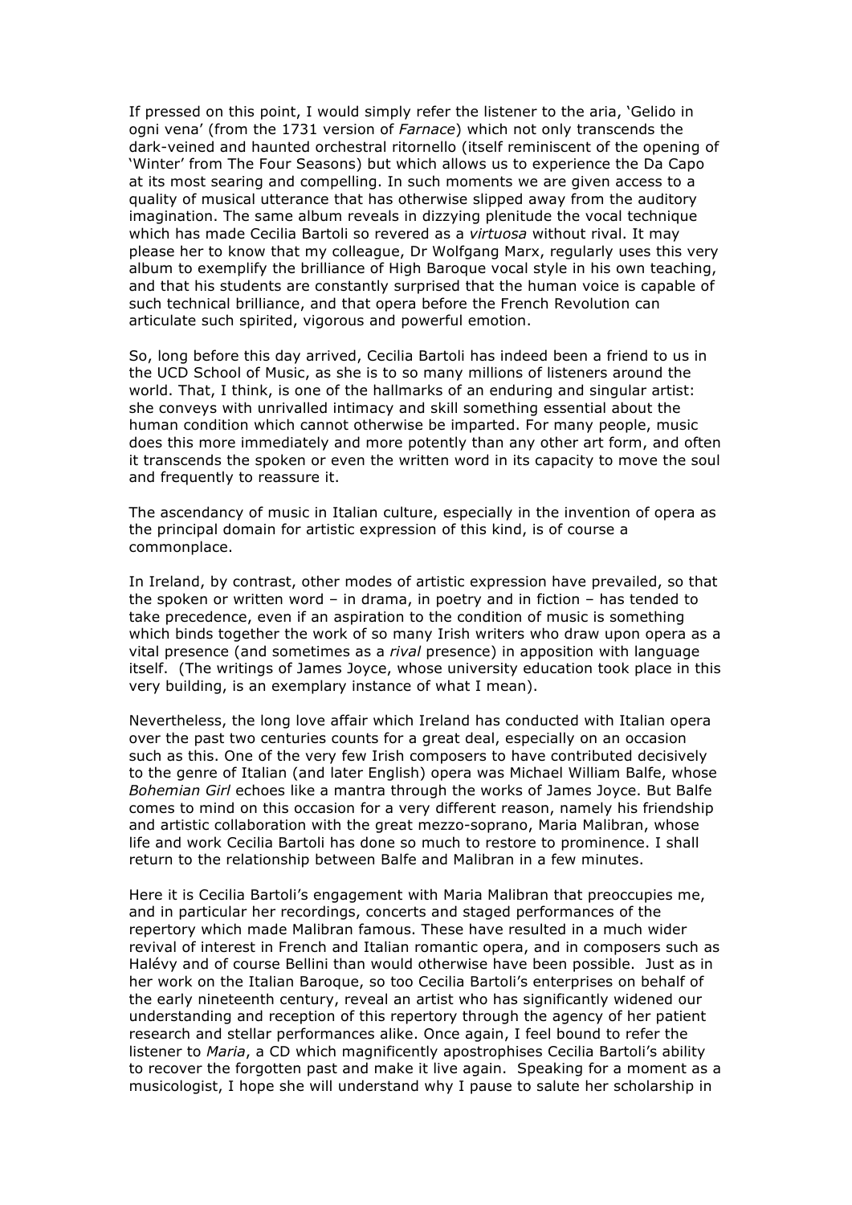If pressed on this point, I would simply refer the listener to the aria, 'Gelido in ogni vena' (from the 1731 version of *Farnace*) which not only transcends the dark-veined and haunted orchestral ritornello (itself reminiscent of the opening of 'Winter' from The Four Seasons) but which allows us to experience the Da Capo at its most searing and compelling. In such moments we are given access to a quality of musical utterance that has otherwise slipped away from the auditory imagination. The same album reveals in dizzying plenitude the vocal technique which has made Cecilia Bartoli so revered as a *virtuosa* without rival. It may please her to know that my colleague, Dr Wolfgang Marx, regularly uses this very album to exemplify the brilliance of High Baroque vocal style in his own teaching, and that his students are constantly surprised that the human voice is capable of such technical brilliance, and that opera before the French Revolution can articulate such spirited, vigorous and powerful emotion.

So, long before this day arrived, Cecilia Bartoli has indeed been a friend to us in the UCD School of Music, as she is to so many millions of listeners around the world. That, I think, is one of the hallmarks of an enduring and singular artist: she conveys with unrivalled intimacy and skill something essential about the human condition which cannot otherwise be imparted. For many people, music does this more immediately and more potently than any other art form, and often it transcends the spoken or even the written word in its capacity to move the soul and frequently to reassure it.

The ascendancy of music in Italian culture, especially in the invention of opera as the principal domain for artistic expression of this kind, is of course a commonplace.

In Ireland, by contrast, other modes of artistic expression have prevailed, so that the spoken or written word – in drama, in poetry and in fiction – has tended to take precedence, even if an aspiration to the condition of music is something which binds together the work of so many Irish writers who draw upon opera as a vital presence (and sometimes as a *rival* presence) in apposition with language itself. (The writings of James Joyce, whose university education took place in this very building, is an exemplary instance of what I mean).

Nevertheless, the long love affair which Ireland has conducted with Italian opera over the past two centuries counts for a great deal, especially on an occasion such as this. One of the very few Irish composers to have contributed decisively to the genre of Italian (and later English) opera was Michael William Balfe, whose *Bohemian Girl* echoes like a mantra through the works of James Joyce. But Balfe comes to mind on this occasion for a very different reason, namely his friendship and artistic collaboration with the great mezzo-soprano, Maria Malibran, whose life and work Cecilia Bartoli has done so much to restore to prominence. I shall return to the relationship between Balfe and Malibran in a few minutes.

Here it is Cecilia Bartoli's engagement with Maria Malibran that preoccupies me, and in particular her recordings, concerts and staged performances of the repertory which made Malibran famous. These have resulted in a much wider revival of interest in French and Italian romantic opera, and in composers such as Halévy and of course Bellini than would otherwise have been possible. Just as in her work on the Italian Baroque, so too Cecilia Bartoli's enterprises on behalf of the early nineteenth century, reveal an artist who has significantly widened our understanding and reception of this repertory through the agency of her patient research and stellar performances alike. Once again, I feel bound to refer the listener to *Maria*, a CD which magnificently apostrophises Cecilia Bartoli's ability to recover the forgotten past and make it live again. Speaking for a moment as a musicologist, I hope she will understand why I pause to salute her scholarship in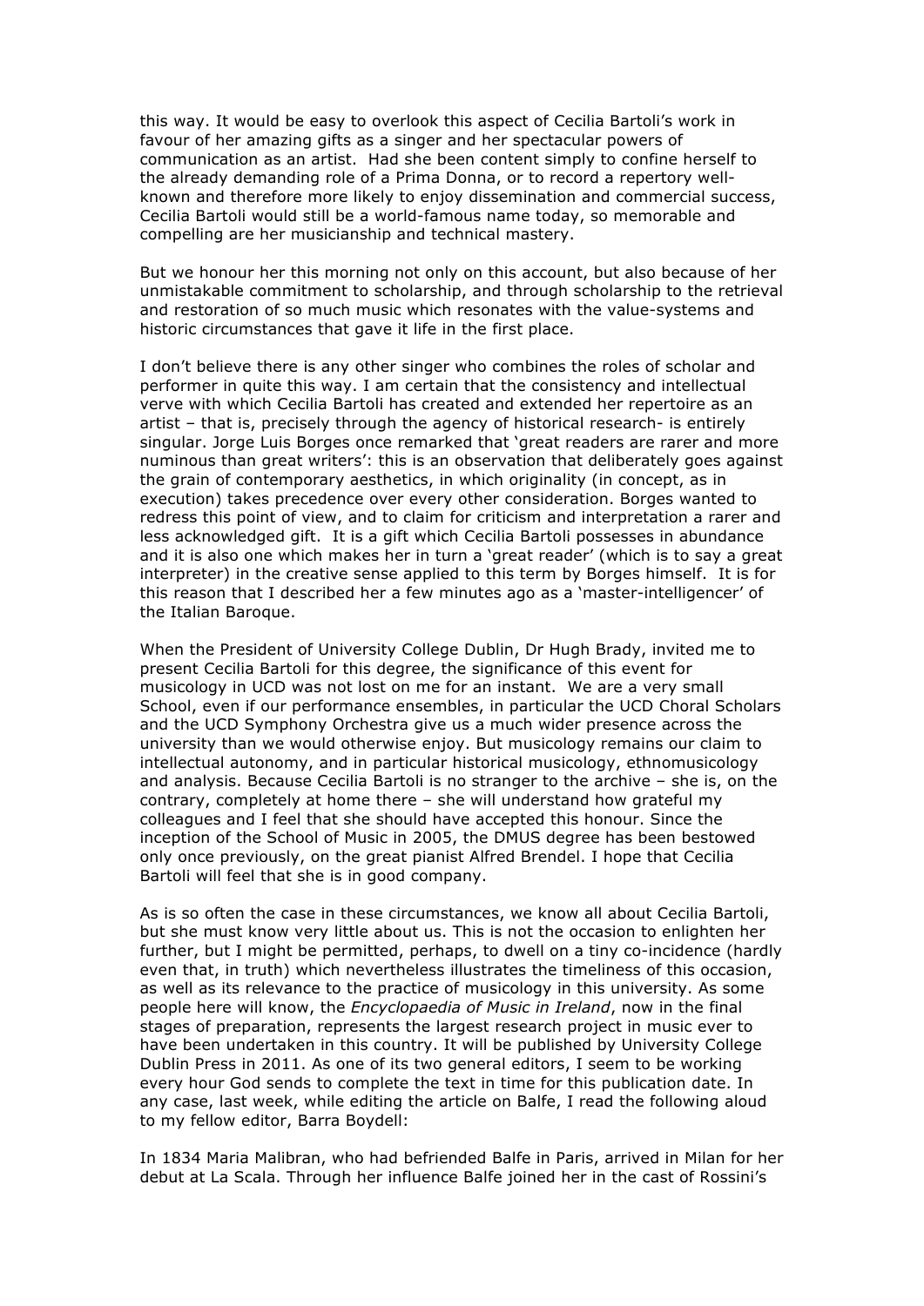this way. It would be easy to overlook this aspect of Cecilia Bartoli's work in favour of her amazing gifts as a singer and her spectacular powers of communication as an artist. Had she been content simply to confine herself to the already demanding role of a Prima Donna, or to record a repertory well-known and therefore more likely to enjoy dissemination and commercial success, Cecilia Bartoli would still be a world-famous name today, so memorable and compelling are her musicianship and technical mastery.

But we honour her this morning not only on this account, but also because of her unmistakable commitment to scholarship, and through scholarship to the retrieval and restoration of so much music which resonates with the value-systems and historic circumstances that gave it life in the first place.

I don't believe there is any other singer who combines the roles of scholar and performer in quite this way. I am certain that the consistency and intellectual verve with which Cecilia Bartoli has created and extended her repertoire as an artist – that is, precisely through the agency of historical research- is entirely singular. Jorge Luis Borges once remarked that 'great readers are rarer and more numinous than great writers': this is an observation that deliberately goes against the grain of contemporary aesthetics, in which originality (in concept, as in execution) takes precedence over every other consideration. Borges wanted to redress this point of view, and to claim for criticism and interpretation a rarer and less acknowledged gift. It is a gift which Cecilia Bartoli possesses in abundance and it is also one which makes her in turn a 'great reader' (which is to say a great interpreter) in the creative sense applied to this term by Borges himself. It is for this reason that I described her a few minutes ago as a 'master-intelligencer' of the Italian Baroque.

When the President of University College Dublin, Dr Hugh Brady, invited me to present Cecilia Bartoli for this degree, the significance of this event for musicology in UCD was not lost on me for an instant. We are a very small School, even if our performance ensembles, in particular the UCD Choral Scholars and the UCD Symphony Orchestra give us a much wider presence across the university than we would otherwise enjoy. But musicology remains our claim to intellectual autonomy, and in particular historical musicology, ethnomusicology and analysis. Because Cecilia Bartoli is no stranger to the archive – she is, on the contrary, completely at home there – she will understand how grateful my colleagues and I feel that she should have accepted this honour. Since the inception of the School of Music in 2005, the DMUS degree has been bestowed only once previously, on the great pianist Alfred Brendel. I hope that Cecilia Bartoli will feel that she is in good company.

As is so often the case in these circumstances, we know all about Cecilia Bartoli, but she must know very little about us. This is not the occasion to enlighten her further, but I might be permitted, perhaps, to dwell on a tiny co-incidence (hardly even that, in truth) which nevertheless illustrates the timeliness of this occasion, as well as its relevance to the practice of musicology in this university. As some people here will know, the *Encyclopaedia of Music in Ireland*, now in the final stages of preparation, represents the largest research project in music ever to have been undertaken in this country. It will be published by University College Dublin Press in 2011. As one of its two general editors, I seem to be working every hour God sends to complete the text in time for this publication date. In any case, last week, while editing the article on Balfe, I read the following aloud to my fellow editor, Barra Boydell:

In 1834 Maria Malibran, who had befriended Balfe in Paris, arrived in Milan for her debut at La Scala. Through her influence Balfe joined her in the cast of Rossini's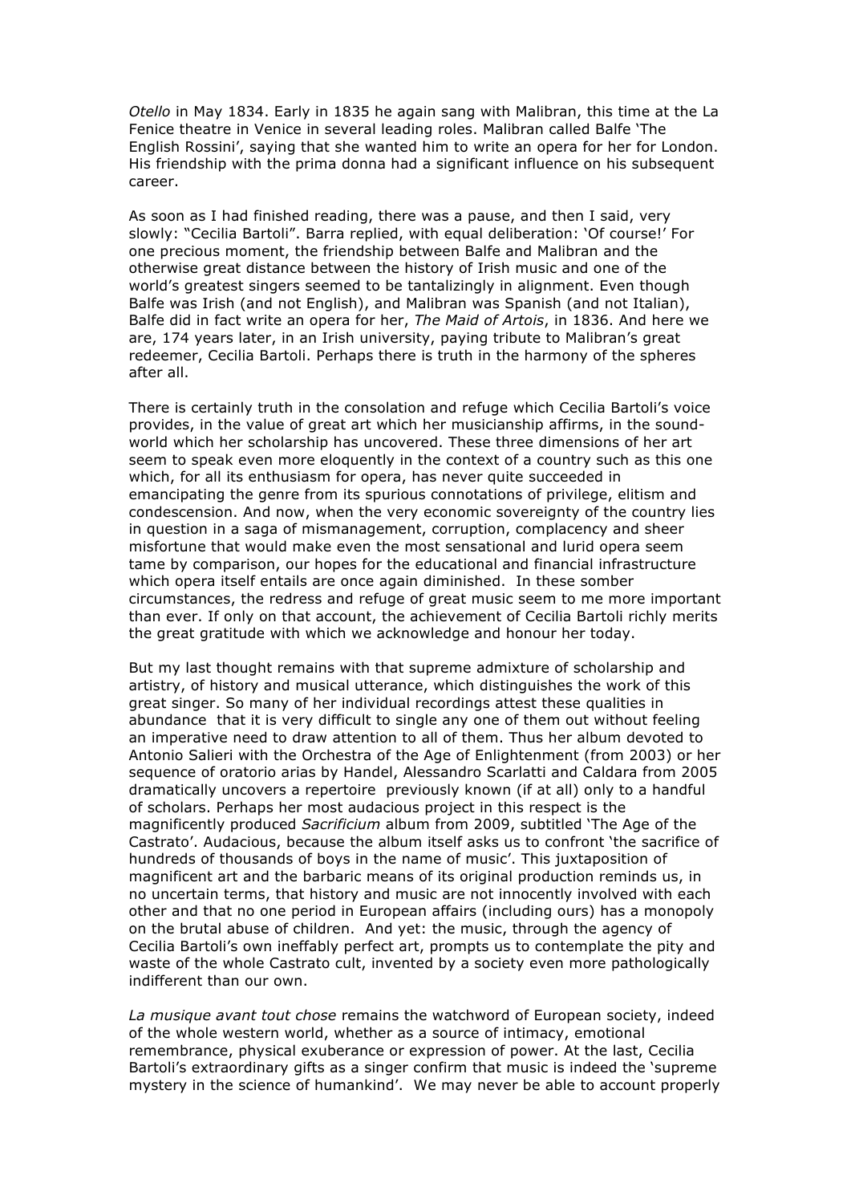*Otello* in May 1834. Early in 1835 he again sang with Malibran, this time at the La Fenice theatre in Venice in several leading roles. Malibran called Balfe 'The English Rossini', saying that she wanted him to write an opera for her for London. His friendship with the prima donna had a significant influence on his subsequent career.

As soon as I had finished reading, there was a pause, and then I said, very slowly: "Cecilia Bartoli". Barra replied, with equal deliberation: 'Of course!' For one precious moment, the friendship between Balfe and Malibran and the otherwise great distance between the history of Irish music and one of the world's greatest singers seemed to be tantalizingly in alignment. Even though Balfe was Irish (and not English), and Malibran was Spanish (and not Italian), Balfe did in fact write an opera for her, *The Maid of Artois*, in 1836. And here we are, 174 years later, in an Irish university, paying tribute to Malibran's great redeemer, Cecilia Bartoli. Perhaps there is truth in the harmony of the spheres after all.

There is certainly truth in the consolation and refuge which Cecilia Bartoli's voice provides, in the value of great art which her musicianship affirms, in the sound-world which her scholarship has uncovered. These three dimensions of her art seem to speak even more eloquently in the context of a country such as this one which, for all its enthusiasm for opera, has never quite succeeded in emancipating the genre from its spurious connotations of privilege, elitism and condescension. And now, when the very economic sovereignty of the country lies in question in a saga of mismanagement, corruption, complacency and sheer misfortune that would make even the most sensational and lurid opera seem tame by comparison, our hopes for the educational and financial infrastructure which opera itself entails are once again diminished. In these somber circumstances, the redress and refuge of great music seem to me more important than ever. If only on that account, the achievement of Cecilia Bartoli richly merits the great gratitude with which we acknowledge and honour her today.

But my last thought remains with that supreme admixture of scholarship and artistry, of history and musical utterance, which distinguishes the work of this great singer. So many of her individual recordings attest these qualities in abundance that it is very difficult to single any one of them out without feeling an imperative need to draw attention to all of them. Thus her album devoted to Antonio Salieri with the Orchestra of the Age of Enlightenment (from 2003) or her sequence of oratorio arias by Handel, Alessandro Scarlatti and Caldara from 2005 dramatically uncovers a repertoire previously known (if at all) only to a handful of scholars. Perhaps her most audacious project in this respect is the magnificently produced *Sacrificium* album from 2009, subtitled 'The Age of the Castrato'. Audacious, because the album itself asks us to confront 'the sacrifice of hundreds of thousands of boys in the name of music'. This juxtaposition of magnificent art and the barbaric means of its original production reminds us, in no uncertain terms, that history and music are not innocently involved with each other and that no one period in European affairs (including ours) has a monopoly on the brutal abuse of children. And yet: the music, through the agency of Cecilia Bartoli's own ineffably perfect art, prompts us to contemplate the pity and waste of the whole Castrato cult, invented by a society even more pathologically indifferent than our own.

*La musique avant tout chose* remains the watchword of European society, indeed of the whole western world, whether as a source of intimacy, emotional remembrance, physical exuberance or expression of power. At the last, Cecilia Bartoli's extraordinary gifts as a singer confirm that music is indeed the 'supreme mystery in the science of humankind'. We may never be able to account properly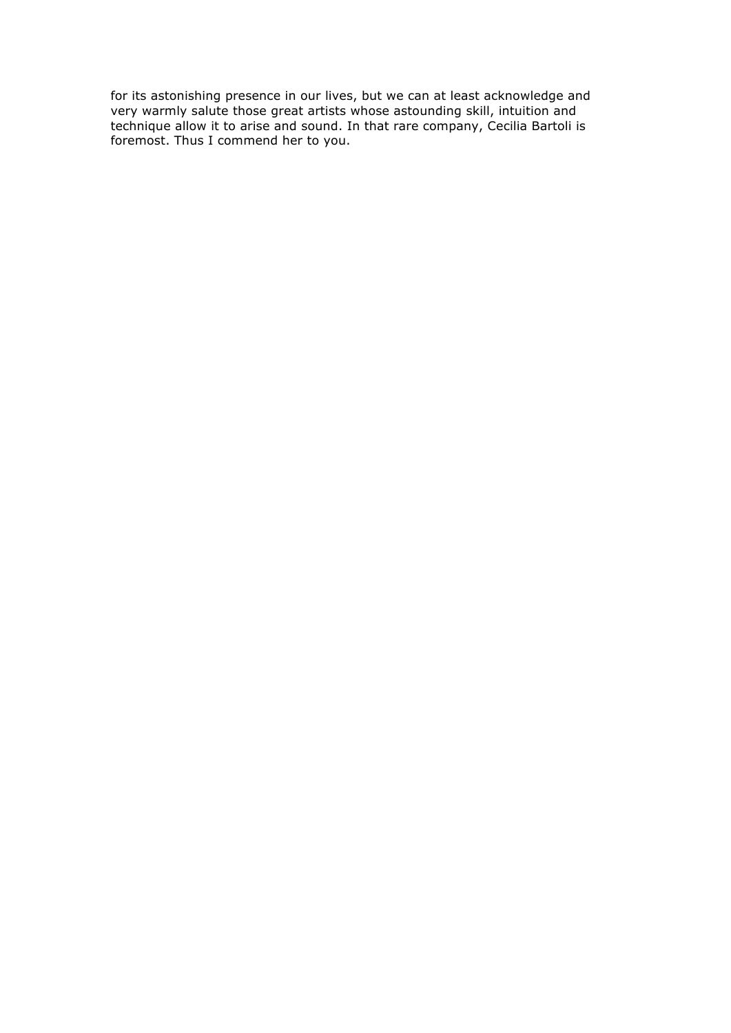for its astonishing presence in our lives, but we can at least acknowledge and very warmly salute those great artists whose astounding skill, intuition and technique allow it to arise and sound. In that rare company, Cecilia Bartoli is foremost. Thus I commend her to you.